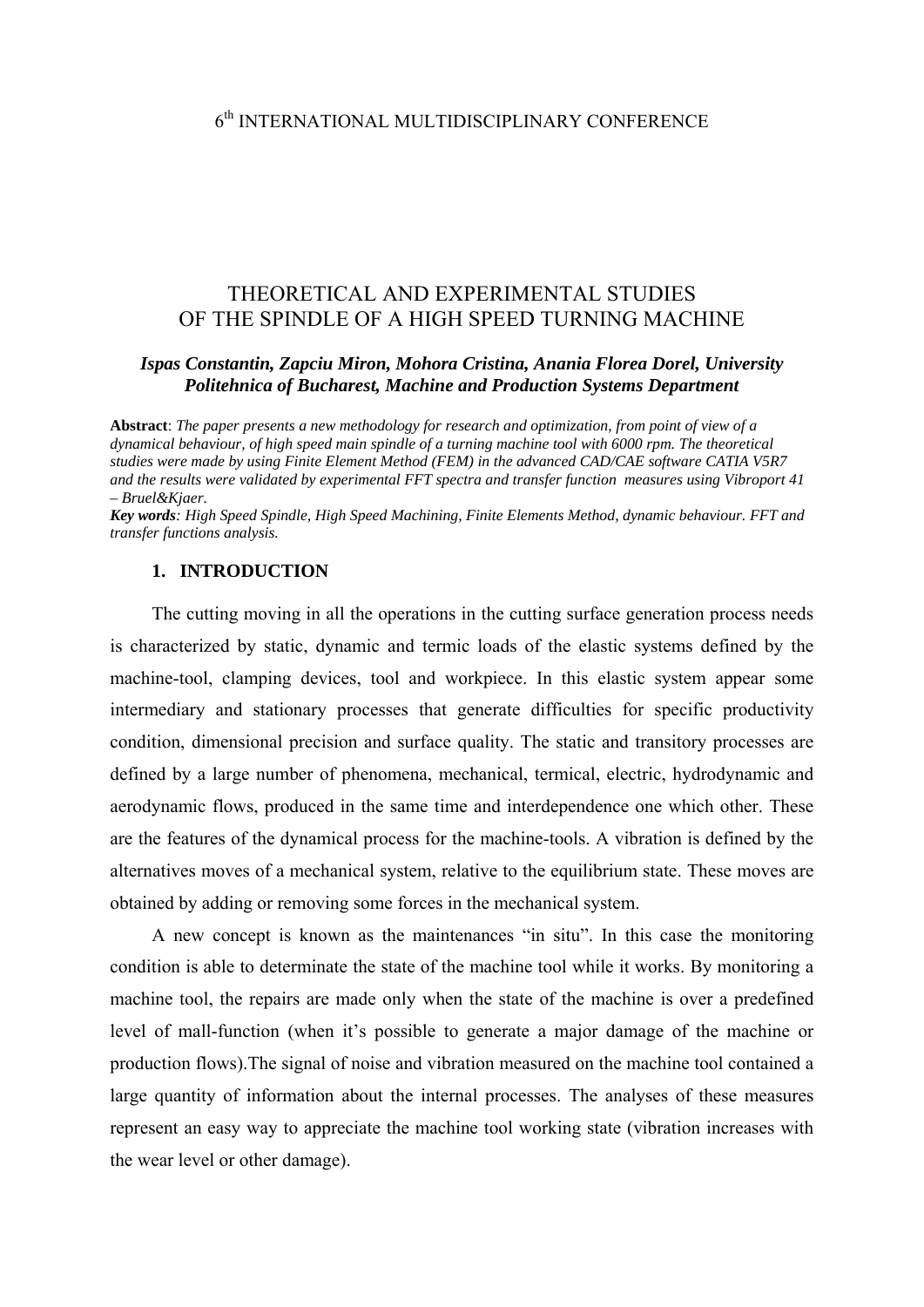6th INTERNATIONAL MULTIDISCIPLINARY CONFERENCE

# THEORETICAL AND EXPERIMENTAL STUDIES OF THE SPINDLE OF A HIGH SPEED TURNING MACHINE

***Ispas Constantin, Zapciu Miron, Mohora Cristina, Anania Florea Dorel, University Politehnica of Bucharest, Machine and Production Systems Department***

**Abstract**: *The paper presents a new methodology for research and optimization, from point of view of a dynamical behaviour, of high speed main spindle of a turning machine tool with 6000 rpm. The theoretical studies were made by using Finite Element Method (FEM) in the advanced CAD/CAE software CATIA V5R7 and the results were validated by experimental FFT spectra and transfer function measures using Vibroport 41 – Bruel&Kjaer.*

***Key words****: High Speed Spindle, High Speed Machining, Finite Elements Method, dynamic behaviour. FFT and transfer functions analysis.*

## 1. INTRODUCTION

The cutting moving in all the operations in the cutting surface generation process needs is characterized by static, dynamic and termic loads of the elastic systems defined by the machine-tool, clamping devices, tool and workpiece. In this elastic system appear some intermediary and stationary processes that generate difficulties for specific productivity condition, dimensional precision and surface quality. The static and transitory processes are defined by a large number of phenomena, mechanical, termical, electric, hydrodynamic and aerodynamic flows, produced in the same time and interdependence one which other. These are the features of the dynamical process for the machine-tools. A vibration is defined by the alternatives moves of a mechanical system, relative to the equilibrium state. These moves are obtained by adding or removing some forces in the mechanical system.

A new concept is known as the maintenances "in situ". In this case the monitoring condition is able to determinate the state of the machine tool while it works. By monitoring a machine tool, the repairs are made only when the state of the machine is over a predefined level of mall-function (when it's possible to generate a major damage of the machine or production flows).The signal of noise and vibration measured on the machine tool contained a large quantity of information about the internal processes. The analyses of these measures represent an easy way to appreciate the machine tool working state (vibration increases with the wear level or other damage).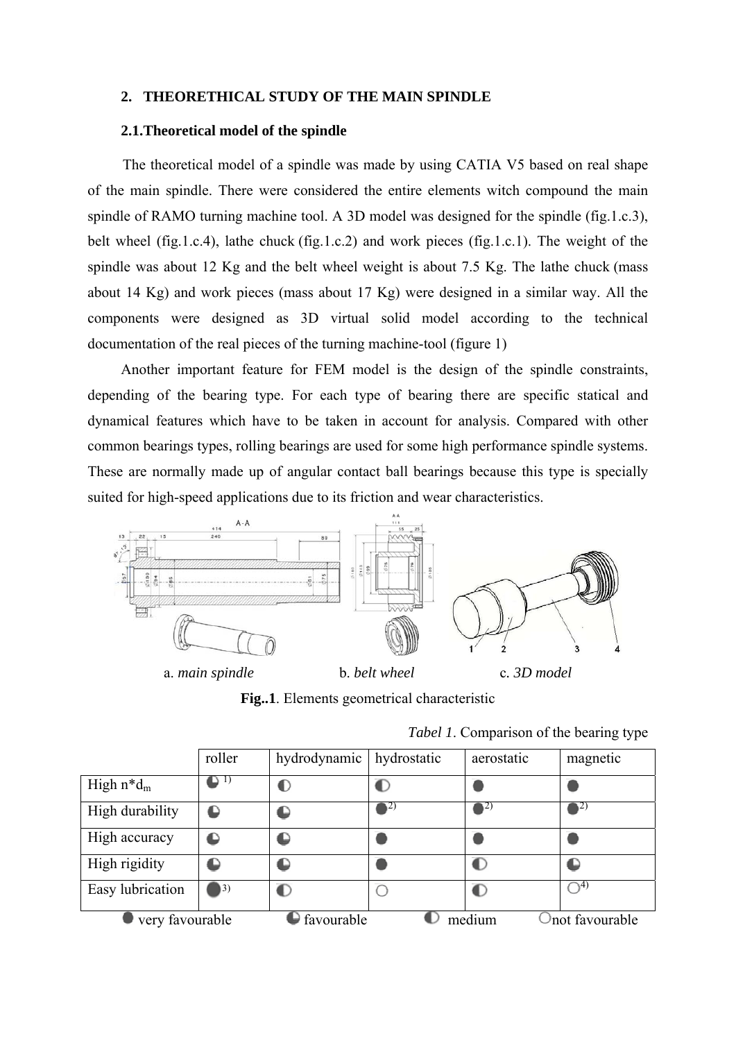## 2. THEORETHICAL STUDY OF THE MAIN SPINDLE

### 2.1. Theoretical model of the spindle

The theoretical model of a spindle was made by using CATIA V5 based on real shape of the main spindle. There were considered the entire elements witch compound the main spindle of RAMO turning machine tool. A 3D model was designed for the spindle (fig.1.c.3), belt wheel (fig.1.c.4), lathe chuck (fig.1.c.2) and work pieces (fig.1.c.1). The weight of the spindle was about 12 Kg and the belt wheel weight is about 7.5 Kg. The lathe chuck (mass about 14 Kg) and work pieces (mass about 17 Kg) were designed in a similar way. All the components were designed as 3D virtual solid model according to the technical documentation of the real pieces of the turning machine-tool (figure 1)

Another important feature for FEM model is the design of the spindle constraints, depending of the bearing type. For each type of bearing there are specific statical and dynamical features which have to be taken in account for analysis. Compared with other common bearings types, rolling bearings are used for some high performance spindle systems. These are normally made up of angular contact ball bearings because this type is specially suited for high-speed applications due to its friction and wear characteristics.

a. *main spindle* b. *belt wheel* c. *3D model*

**Fig..1**. Elements geometrical characteristic

*Tabel 1*. Comparison of the bearing type

| | roller | hydrodynamic | hydrostatic | aerostatic | magnetic |
|---|---|---|---|---|---|
| High $n*d_m$ | ◕ 1) | ◑ | ◑ | ● | ● |
| High durability | ◕ | ◕ | ● 2) | ● 2) | ● 2) |
| High accuracy | ◕ | ◕ | ● | ● | ● |
| High rigidity | ◕ | ◕ | ● | ◑ | ◕ |
| Easy lubrication | ● 3) | ◑ | ○ | ◑ | ○ 4) |

● very favourable ◕ favourable ◑ medium ○ not favourable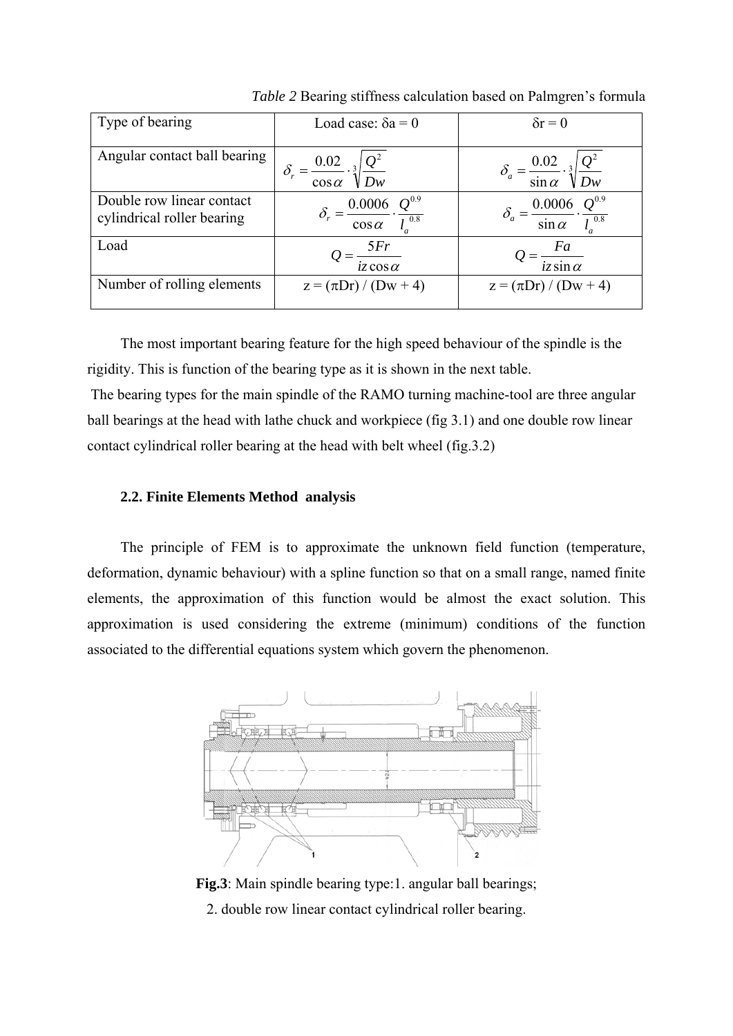*Table 2* Bearing stiffness calculation based on Palmgren's formula

| Type of bearing | Load case: $\delta a = 0$ | $\delta r = 0$ |
|---|---|---|
| Angular contact ball bearing | $\delta_r = \frac{0.02}{\cos\alpha} \cdot \sqrt[3]{\frac{Q^2}{Dw}}$ | $\delta_a = \frac{0.02}{\sin\alpha} \cdot \sqrt[3]{\frac{Q^2}{Dw}}$ |
| Double row linear contact cylindrical roller bearing | $\delta_r = \frac{0.0006}{\cos\alpha} \cdot \frac{Q^{0.9}}{l_a^{\ 0.8}}$ | $\delta_a = \frac{0.0006}{\sin\alpha} \cdot \frac{Q^{0.9}}{l_a^{\ 0.8}}$ |
| Load | $Q = \frac{5Fr}{iz\cos\alpha}$ | $Q = \frac{Fa}{iz\sin\alpha}$ |
| Number of rolling elements | z = (πDr) / (Dw + 4) | z = (πDr) / (Dw + 4) |

The most important bearing feature for the high speed behaviour of the spindle is the rigidity. This is function of the bearing type as it is shown in the next table.
The bearing types for the main spindle of the RAMO turning machine-tool are three angular ball bearings at the head with lathe chuck and workpiece (fig 3.1) and one double row linear contact cylindrical roller bearing at the head with belt wheel (fig.3.2)

### 2.2. Finite Elements Method analysis

The principle of FEM is to approximate the unknown field function (temperature, deformation, dynamic behaviour) with a spline function so that on a small range, named finite elements, the approximation of this function would be almost the exact solution. This approximation is used considering the extreme (minimum) conditions of the function associated to the differential equations system which govern the phenomenon.

**Fig.3**: Main spindle bearing type:1. angular ball bearings;
2. double row linear contact cylindrical roller bearing.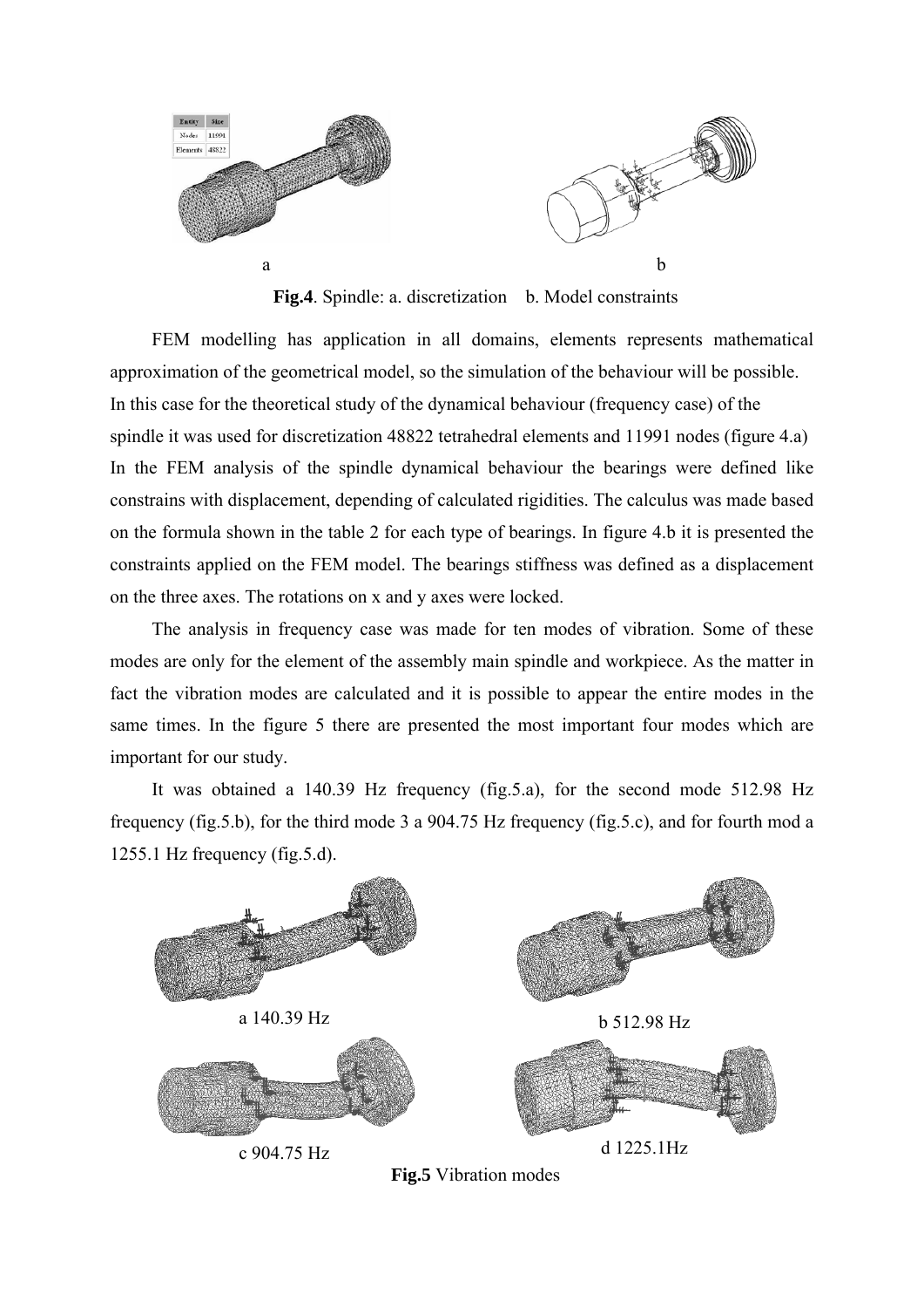a b

**Fig.4**. Spindle: a. discretization b. Model constraints

FEM modelling has application in all domains, elements represents mathematical approximation of the geometrical model, so the simulation of the behaviour will be possible. In this case for the theoretical study of the dynamical behaviour (frequency case) of the spindle it was used for discretization 48822 tetrahedral elements and 11991 nodes (figure 4.a) In the FEM analysis of the spindle dynamical behaviour the bearings were defined like constrains with displacement, depending of calculated rigidities. The calculus was made based on the formula shown in the table 2 for each type of bearings. In figure 4.b it is presented the constraints applied on the FEM model. The bearings stiffness was defined as a displacement on the three axes. The rotations on x and y axes were locked.

The analysis in frequency case was made for ten modes of vibration. Some of these modes are only for the element of the assembly main spindle and workpiece. As the matter in fact the vibration modes are calculated and it is possible to appear the entire modes in the same times. In the figure 5 there are presented the most important four modes which are important for our study.

It was obtained a 140.39 Hz frequency (fig.5.a), for the second mode 512.98 Hz frequency (fig.5.b), for the third mode 3 a 904.75 Hz frequency (fig.5.c), and for fourth mod a 1255.1 Hz frequency (fig.5.d).

a 140.39 Hz b 512.98 Hz

c 904.75 Hz d 1225.1Hz

**Fig.5** Vibration modes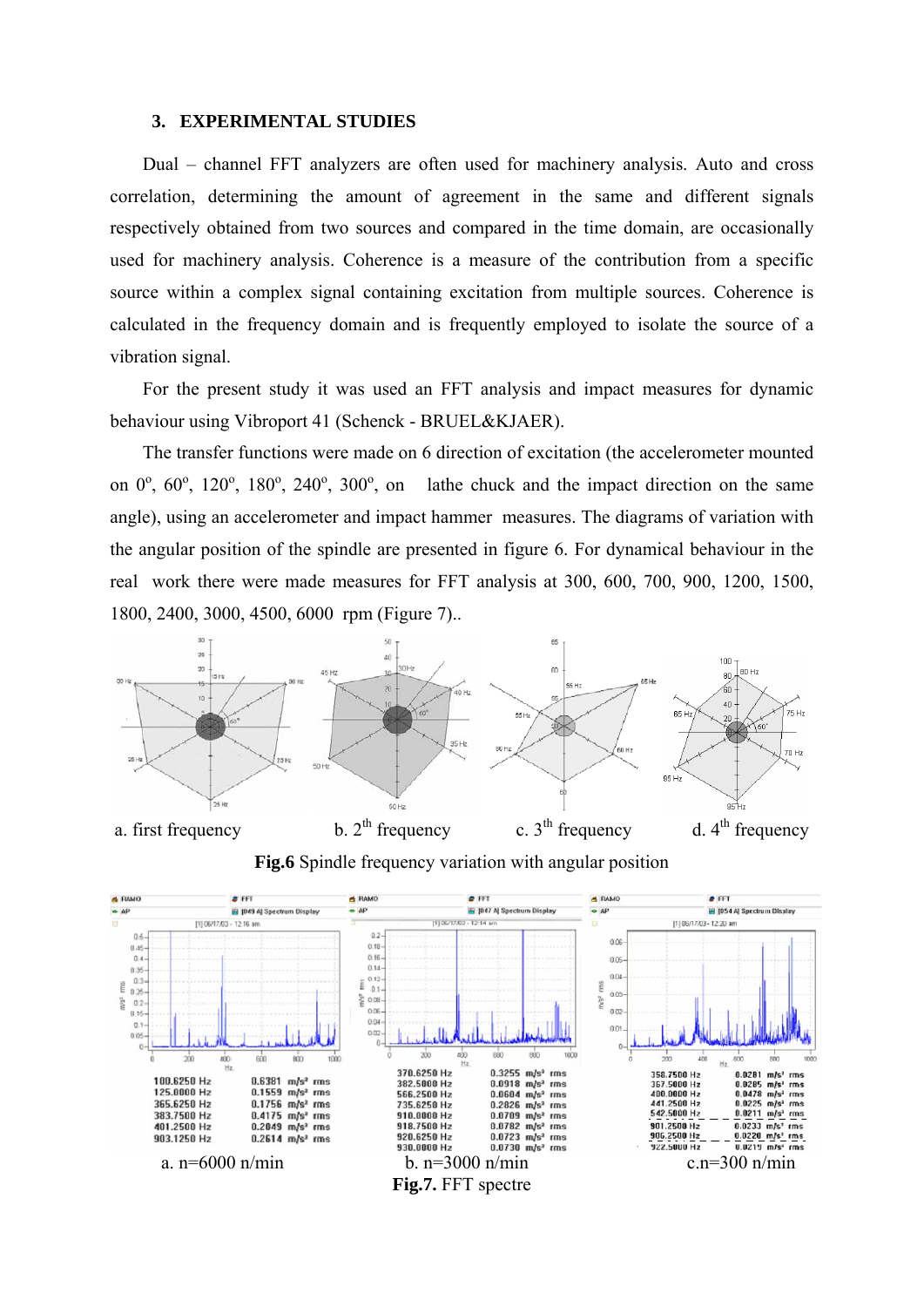## 3. EXPERIMENTAL STUDIES

Dual – channel FFT analyzers are often used for machinery analysis. Auto and cross correlation, determining the amount of agreement in the same and different signals respectively obtained from two sources and compared in the time domain, are occasionally used for machinery analysis. Coherence is a measure of the contribution from a specific source within a complex signal containing excitation from multiple sources. Coherence is calculated in the frequency domain and is frequently employed to isolate the source of a vibration signal.

For the present study it was used an FFT analysis and impact measures for dynamic behaviour using Vibroport 41 (Schenck - BRUEL&KJAER).

The transfer functions were made on 6 direction of excitation (the accelerometer mounted on 0°, 60°, 120°, 180°, 240°, 300°, on lathe chuck and the impact direction on the same angle), using an accelerometer and impact hammer measures. The diagrams of variation with the angular position of the spindle are presented in figure 6. For dynamical behaviour in the real work there were made measures for FFT analysis at 300, 600, 700, 900, 1200, 1500, 1800, 2400, 3000, 4500, 6000 rpm (Figure 7)..

a. first frequency b. 2[th] frequency c. 3[th] frequency d. 4[th] frequency

**Fig.6** Spindle frequency variation with angular position

| a. n=6000 n/min | | b. n=3000 n/min | | c. n=300 n/min | |
|---|---|---|---|---|---|
| 100.6250 Hz | 0.6381 m/s² rms | 370.6250 Hz | 0.3255 m/s² rms | 358.7500 Hz | 0.0281 m/s² rms |
| 125.0000 Hz | 0.1559 m/s² rms | 382.5000 Hz | 0.0918 m/s² rms | 367.5000 Hz | 0.0285 m/s² rms |
| 365.6250 Hz | 0.1756 m/s² rms | 566.2500 Hz | 0.0604 m/s² rms | 400.0000 Hz | 0.0478 m/s² rms |
| 383.7500 Hz | 0.4175 m/s² rms | 735.6250 Hz | 0.2826 m/s² rms | 441.2500 Hz | 0.0225 m/s² rms |
| 401.2500 Hz | 0.2049 m/s² rms | 910.0000 Hz | 0.0709 m/s² rms | 542.5000 Hz | 0.0211 m/s² rms |
| 903.1250 Hz | 0.2614 m/s² rms | 918.7500 Hz | 0.0782 m/s² rms | 901.2500 Hz | 0.0233 m/s² rms |
| | | 920.6250 Hz | 0.0723 m/s² rms | 906.2500 Hz | 0.0220 m/s² rms |
| | | 930.0000 Hz | 0.0730 m/s² rms | 922.5000 Hz | 0.0219 m/s² rms |

**Fig.7.** FFT spectre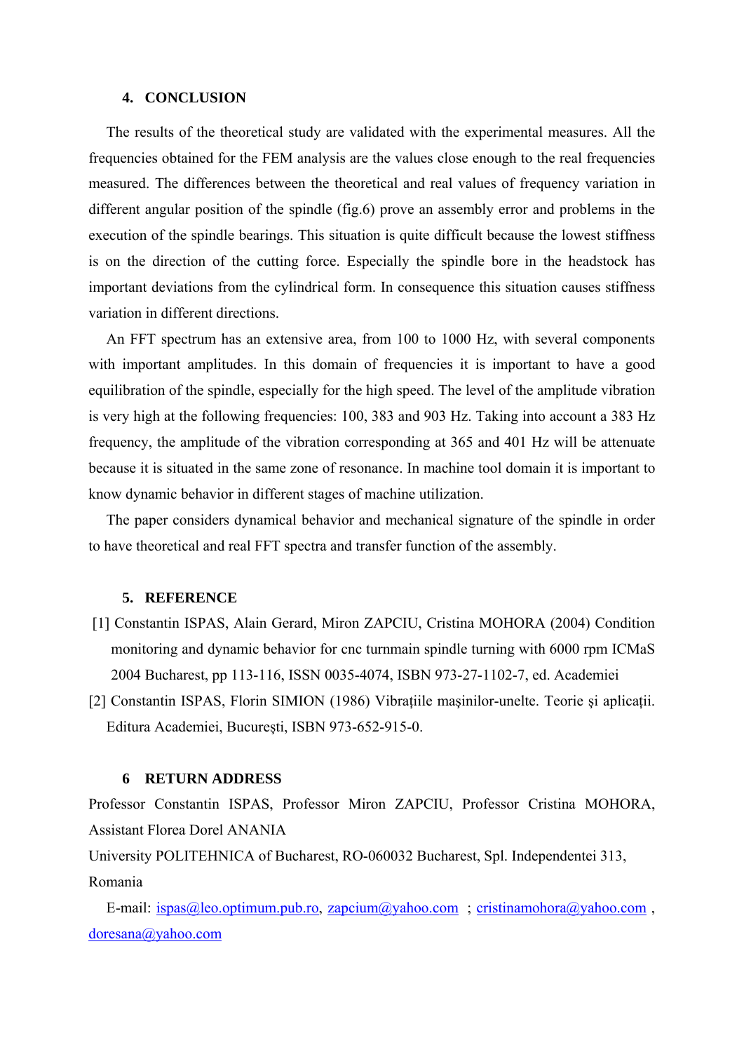## 4. CONCLUSION

The results of the theoretical study are validated with the experimental measures. All the frequencies obtained for the FEM analysis are the values close enough to the real frequencies measured. The differences between the theoretical and real values of frequency variation in different angular position of the spindle (fig.6) prove an assembly error and problems in the execution of the spindle bearings. This situation is quite difficult because the lowest stiffness is on the direction of the cutting force. Especially the spindle bore in the headstock has important deviations from the cylindrical form. In consequence this situation causes stiffness variation in different directions.

An FFT spectrum has an extensive area, from 100 to 1000 Hz, with several components with important amplitudes. In this domain of frequencies it is important to have a good equilibration of the spindle, especially for the high speed. The level of the amplitude vibration is very high at the following frequencies: 100, 383 and 903 Hz. Taking into account a 383 Hz frequency, the amplitude of the vibration corresponding at 365 and 401 Hz will be attenuate because it is situated in the same zone of resonance. In machine tool domain it is important to know dynamic behavior in different stages of machine utilization.

The paper considers dynamical behavior and mechanical signature of the spindle in order to have theoretical and real FFT spectra and transfer function of the assembly.

## 5. REFERENCE

[1] Constantin ISPAS, Alain Gerard, Miron ZAPCIU, Cristina MOHORA (2004) Condition monitoring and dynamic behavior for cnc turnmain spindle turning with 6000 rpm ICMaS 2004 Bucharest, pp 113-116, ISSN 0035-4074, ISBN 973-27-1102-7, ed. Academiei

[2] Constantin ISPAS, Florin SIMION (1986) Vibrațiile maşinilor-unelte. Teorie şi aplicații. Editura Academiei, Bucureşti, ISBN 973-652-915-0.

## 6 RETURN ADDRESS

Professor Constantin ISPAS, Professor Miron ZAPCIU, Professor Cristina MOHORA, Assistant Florea Dorel ANANIA

University POLITEHNICA of Bucharest, RO-060032 Bucharest, Spl. Independentei 313, Romania

E-mail: ispas@leo.optimum.pub.ro, zapcium@yahoo.com ; cristinamohora@yahoo.com , doresana@yahoo.com